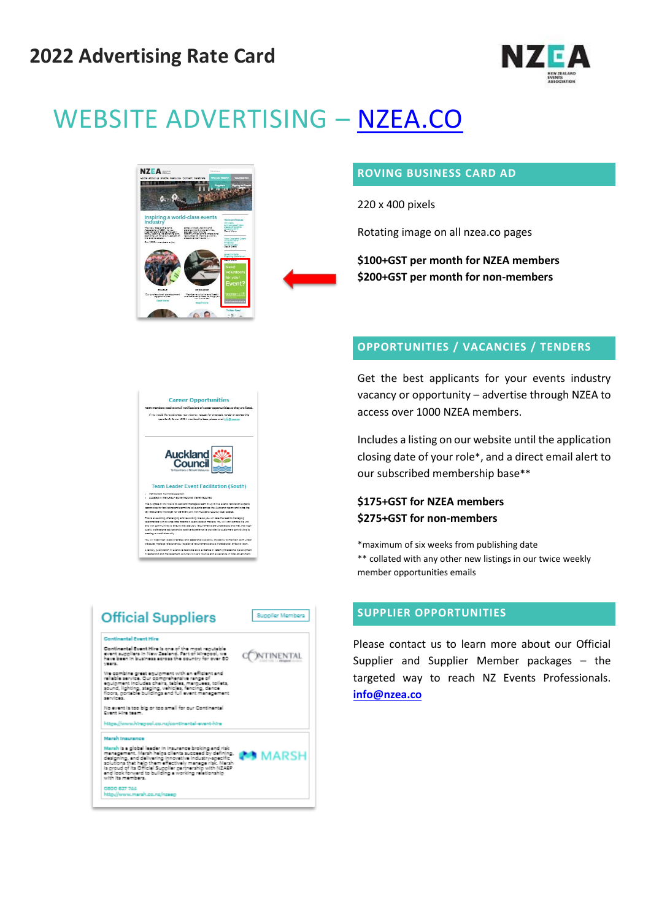# 2022 Advertising Rate Card

## WEBSITE ADVERTISING – NZEA.CO

### ROVING BUSINESS CARD AD

220 x 400 pixels

Rotating image on all nzea.co pages

**$100+GST per month for NZEA members**
**$200+GST per month for non-members**

### OPPORTUNITIES / VACANCIES / TENDERS

Get the best applicants for your events industry vacancy or opportunity – advertise through NZEA to access over 1000 NZEA members.

Includes a listing on our website until the application closing date of your role*, and a direct email alert to our subscribed membership base**

**$175+GST for NZEA members**
**$275+GST for non-members**

*maximum of six weeks from publishing date
** collated with any other new listings in our twice weekly member opportunities emails

### SUPPLIER OPPORTUNITIES

Please contact us to learn more about our Official Supplier and Supplier Member packages – the targeted way to reach NZ Events Professionals. **info@nzea.co**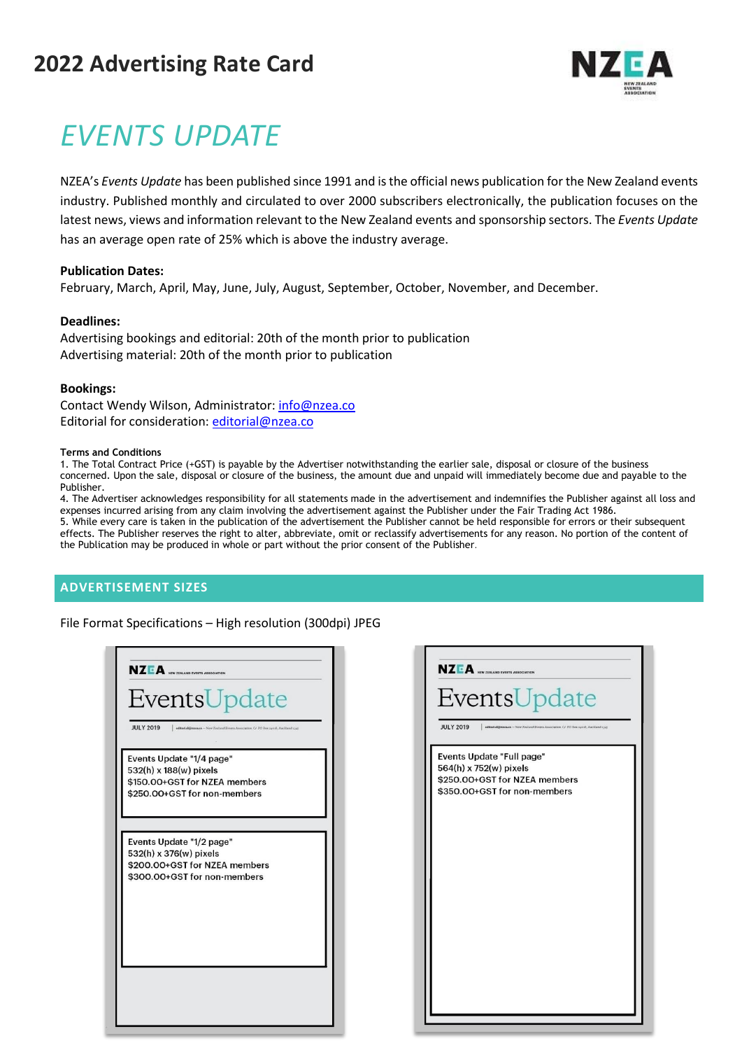# 2022 Advertising Rate Card

NZEA

# *EVENTS UPDATE*

NZEA's *Events Update* has been published since 1991 and is the official news publication for the New Zealand events industry. Published monthly and circulated to over 2000 subscribers electronically, the publication focuses on the latest news, views and information relevant to the New Zealand events and sponsorship sectors. The *Events Update* has an average open rate of 25% which is above the industry average.

**Publication Dates:**
February, March, April, May, June, July, August, September, October, November, and December.

**Deadlines:**
Advertising bookings and editorial: 20th of the month prior to publication
Advertising material: 20th of the month prior to publication

**Bookings:**
Contact Wendy Wilson, Administrator: info@nzea.co
Editorial for consideration: editorial@nzea.co

**Terms and Conditions**
1. The Total Contract Price (+GST) is payable by the Advertiser notwithstanding the earlier sale, disposal or closure of the business concerned. Upon the sale, disposal or closure of the business, the amount due and unpaid will immediately become due and payable to the Publisher.
4. The Advertiser acknowledges responsibility for all statements made in the advertisement and indemnifies the Publisher against all loss and expenses incurred arising from any claim involving the advertisement against the Publisher under the Fair Trading Act 1986.
5. While every care is taken in the publication of the advertisement the Publisher cannot be held responsible for errors or their subsequent effects. The Publisher reserves the right to alter, abbreviate, omit or reclassify advertisements for any reason. No portion of the content of the Publication may be produced in whole or part without the prior consent of the Publisher.

## ADVERTISEMENT SIZES

File Format Specifications – High resolution (300dpi) JPEG

Events Update "1/4 page"
532(h) x 188(w) pixels
$150.00+GST for NZEA members
$250.00+GST for non-members

Events Update "1/2 page"
532(h) x 376(w) pixels
$200.00+GST for NZEA members
$300.00+GST for non-members

Events Update "Full page"
564(h) x 752(w) pixels
$250.00+GST for NZEA members
$350.00+GST for non-members